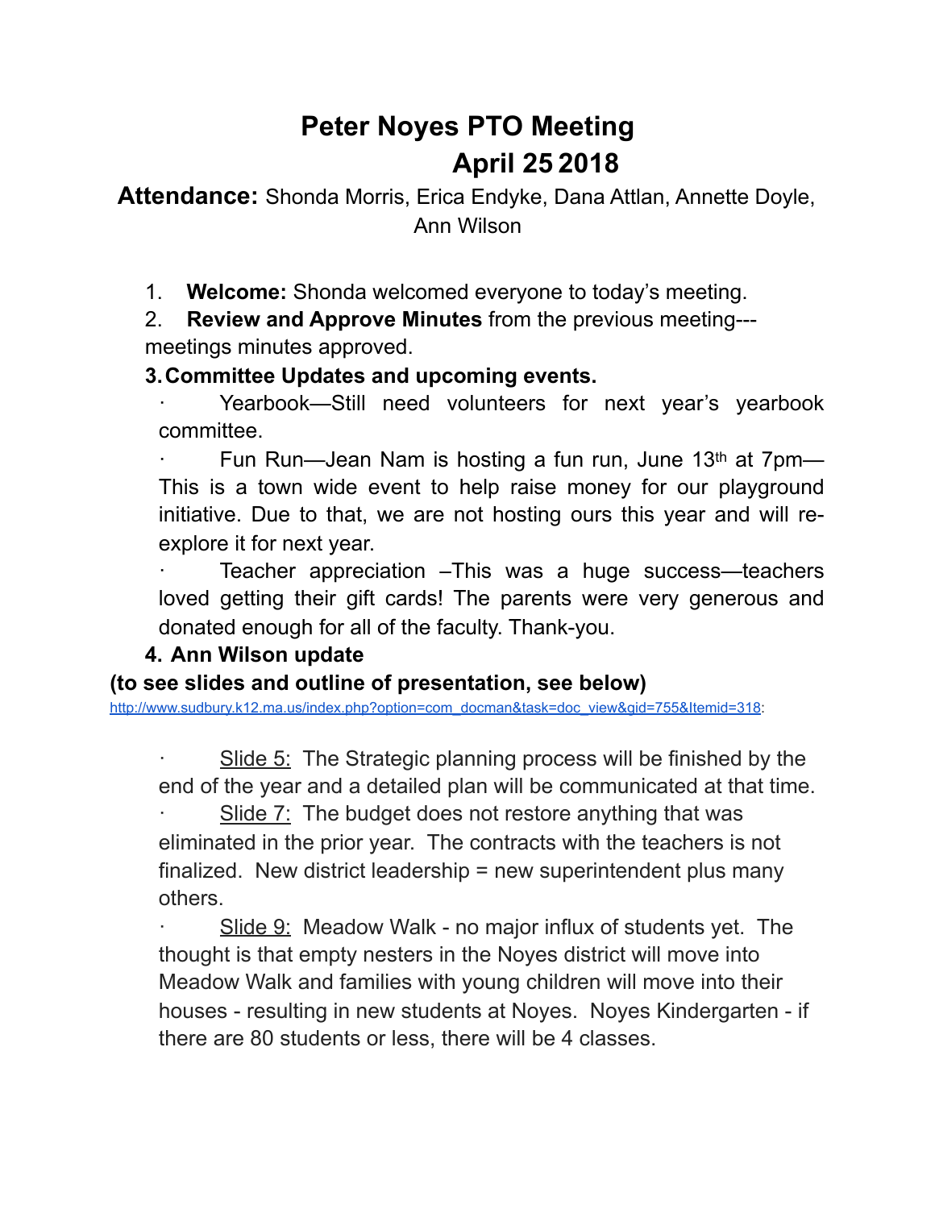# Peter Noyes PTO Meeting
# April 25 2018

**Attendance:** Shonda Morris, Erica Endyke, Dana Attlan, Annette Doyle, Ann Wilson

1. **Welcome:** Shonda welcomed everyone to today's meeting.
2. **Review and Approve Minutes** from the previous meeting---meetings minutes approved.
3. **Committee Updates and upcoming events.**
   - Yearbook—Still need volunteers for next year's yearbook committee.
   - Fun Run—Jean Nam is hosting a fun run, June 13th at 7pm—This is a town wide event to help raise money for our playground initiative. Due to that, we are not hosting ours this year and will re-explore it for next year.
   - Teacher appreciation –This was a huge success—teachers loved getting their gift cards! The parents were very generous and donated enough for all of the faculty. Thank-you.
4. **Ann Wilson update**

**(to see slides and outline of presentation, see below)**

http://www.sudbury.k12.ma.us/index.php?option=com_docman&task=doc_view&gid=755&Itemid=318:

- Slide 5: The Strategic planning process will be finished by the end of the year and a detailed plan will be communicated at that time.
- Slide 7: The budget does not restore anything that was eliminated in the prior year. The contracts with the teachers is not finalized. New district leadership = new superintendent plus many others.
- Slide 9: Meadow Walk - no major influx of students yet. The thought is that empty nesters in the Noyes district will move into Meadow Walk and families with young children will move into their houses - resulting in new students at Noyes. Noyes Kindergarten - if there are 80 students or less, there will be 4 classes.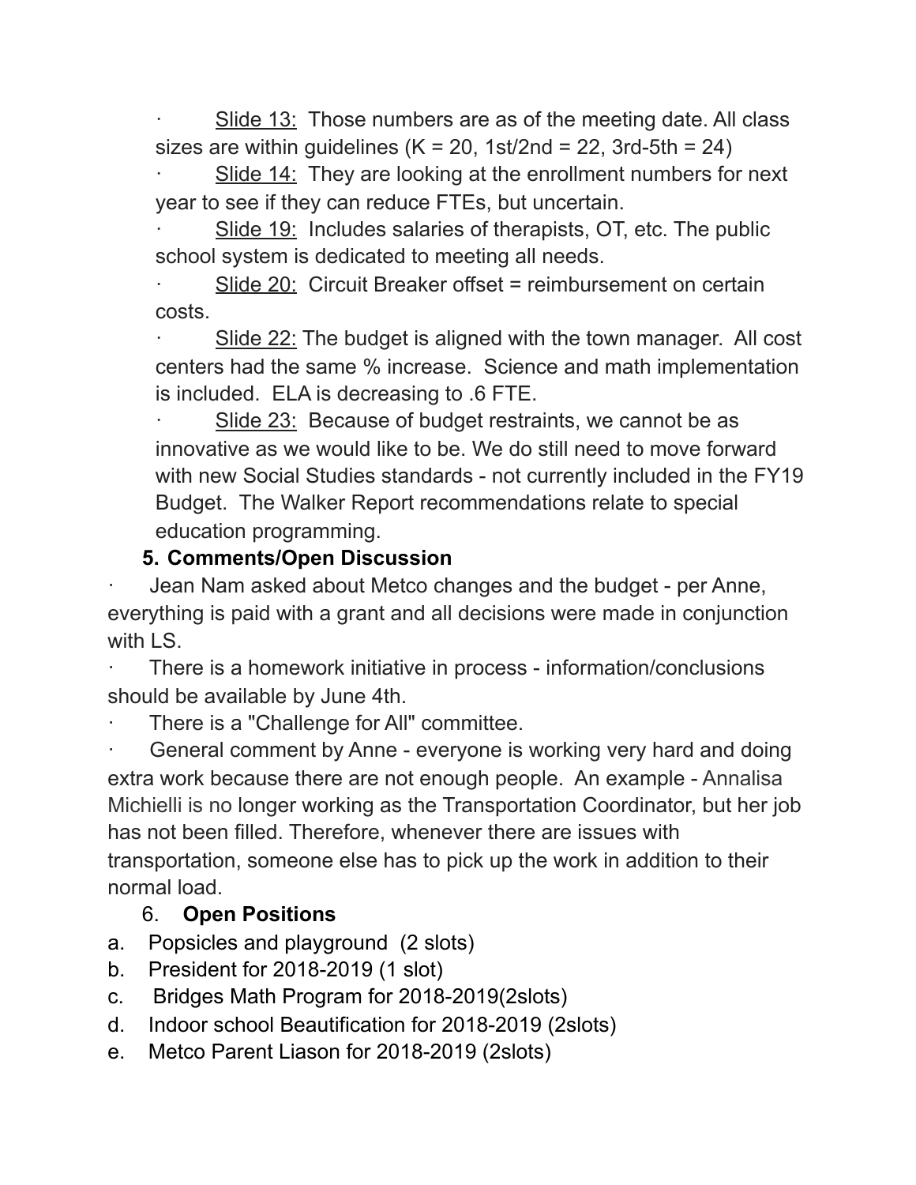- Slide 13: Those numbers are as of the meeting date. All class sizes are within guidelines (K = 20, 1st/2nd = 22, 3rd-5th = 24)
- Slide 14: They are looking at the enrollment numbers for next year to see if they can reduce FTEs, but uncertain.
- Slide 19: Includes salaries of therapists, OT, etc. The public school system is dedicated to meeting all needs.
- Slide 20: Circuit Breaker offset = reimbursement on certain costs.
- Slide 22: The budget is aligned with the town manager. All cost centers had the same % increase. Science and math implementation is included. ELA is decreasing to .6 FTE.
- Slide 23: Because of budget restraints, we cannot be as innovative as we would like to be. We do still need to move forward with new Social Studies standards - not currently included in the FY19 Budget. The Walker Report recommendations relate to special education programming.

**5. Comments/Open Discussion**

- Jean Nam asked about Metco changes and the budget - per Anne, everything is paid with a grant and all decisions were made in conjunction with LS.
- There is a homework initiative in process - information/conclusions should be available by June 4th.
- There is a "Challenge for All" committee.
- General comment by Anne - everyone is working very hard and doing extra work because there are not enough people. An example - Annalisa Michielli is no longer working as the Transportation Coordinator, but her job has not been filled. Therefore, whenever there are issues with transportation, someone else has to pick up the work in addition to their normal load.

6. **Open Positions**

a. Popsicles and playground (2 slots)
b. President for 2018-2019 (1 slot)
c. Bridges Math Program for 2018-2019(2slots)
d. Indoor school Beautification for 2018-2019 (2slots)
e. Metco Parent Liason for 2018-2019 (2slots)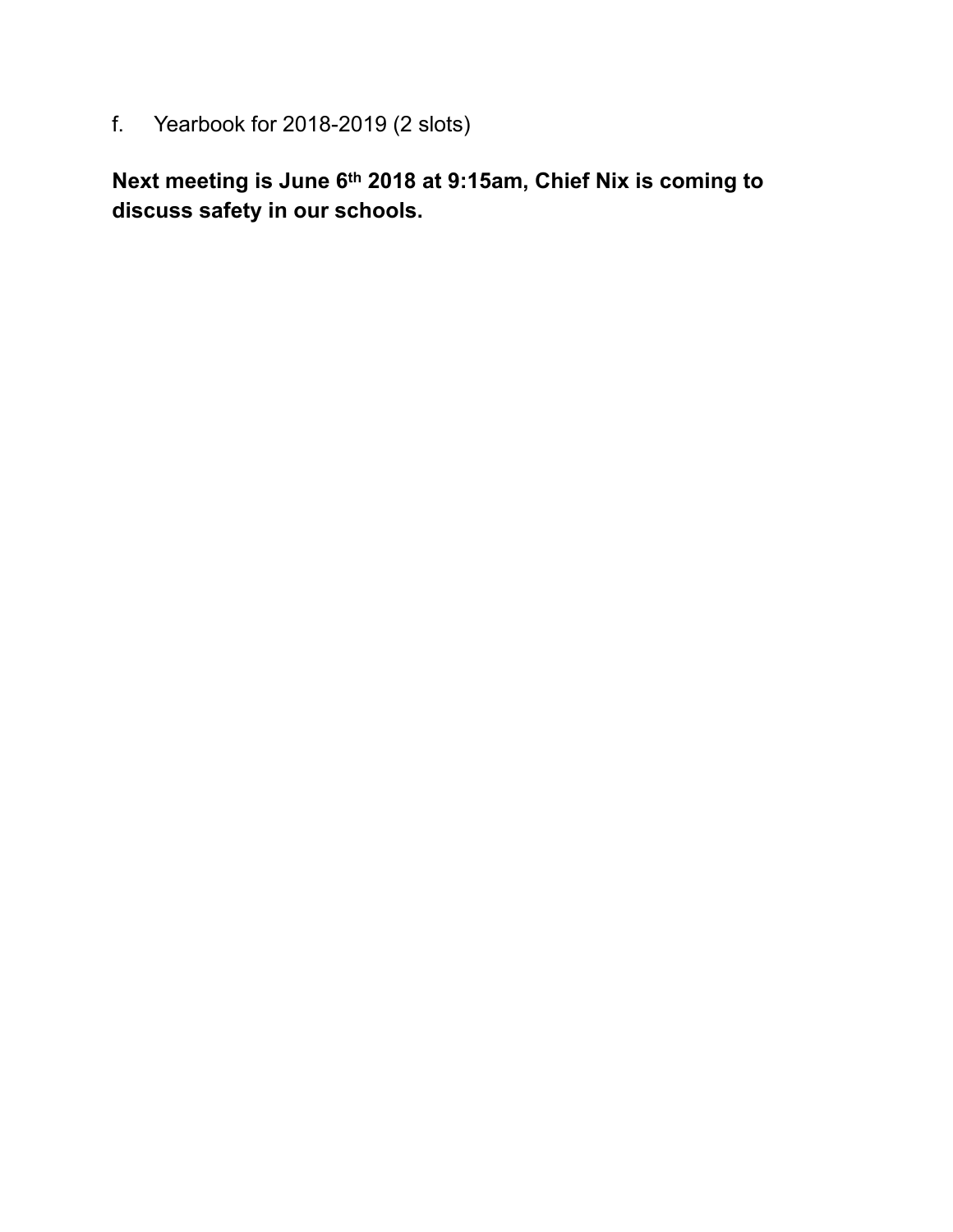f. Yearbook for 2018-2019 (2 slots)

**Next meeting is June 6th 2018 at 9:15am, Chief Nix is coming to discuss safety in our schools.**